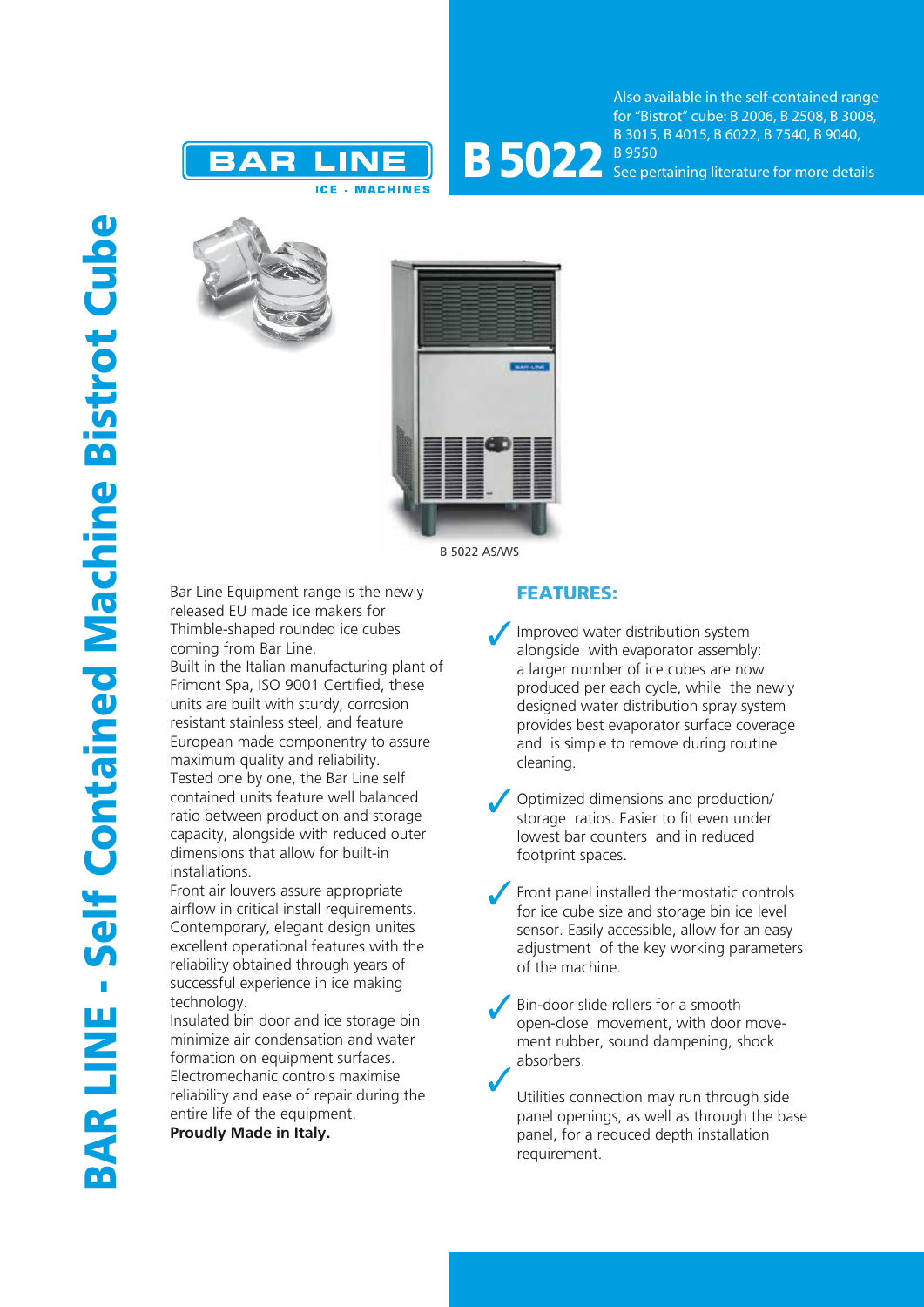# BAR LINE - Self Contained Machine Bistrot Cube

BAR LINE
ICE - MACHINES

## B 5022

Also available in the self-contained range for "Bistrot" cube: B 2006, B 2508, B 3008, B 3015, B 4015, B 6022, B 7540, B 9040, B 9550
See pertaining literature for more details

B 5022 AS/WS

Bar Line Equipment range is the newly released EU made ice makers for Thimble-shaped rounded ice cubes coming from Bar Line.
Built in the Italian manufacturing plant of Frimont Spa, ISO 9001 Certified, these units are built with sturdy, corrosion resistant stainless steel, and feature European made componentry to assure maximum quality and reliability.
Tested one by one, the Bar Line self contained units feature well balanced ratio between production and storage capacity, alongside with reduced outer dimensions that allow for built-in installations.
Front air louvers assure appropriate airflow in critical install requirements.
Contemporary, elegant design unites excellent operational features with the reliability obtained through years of successful experience in ice making technology.
Insulated bin door and ice storage bin minimize air condensation and water formation on equipment surfaces.
Electromechanic controls maximise reliability and ease of repair during the entire life of the equipment.
**Proudly Made in Italy.**

### FEATURES:

- ✓ Improved water distribution system alongside with evaporator assembly: a larger number of ice cubes are now produced per each cycle, while the newly designed water distribution spray system provides best evaporator surface coverage and is simple to remove during routine cleaning.
- ✓ Optimized dimensions and production/ storage ratios. Easier to fit even under lowest bar counters and in reduced footprint spaces.
- ✓ Front panel installed thermostatic controls for ice cube size and storage bin ice level sensor. Easily accessible, allow for an easy adjustment of the key working parameters of the machine.
- ✓ Bin-door slide rollers for a smooth open-close movement, with door movement rubber, sound dampening, shock absorbers.
- ✓ Utilities connection may run through side panel openings, as well as through the base panel, for a reduced depth installation requirement.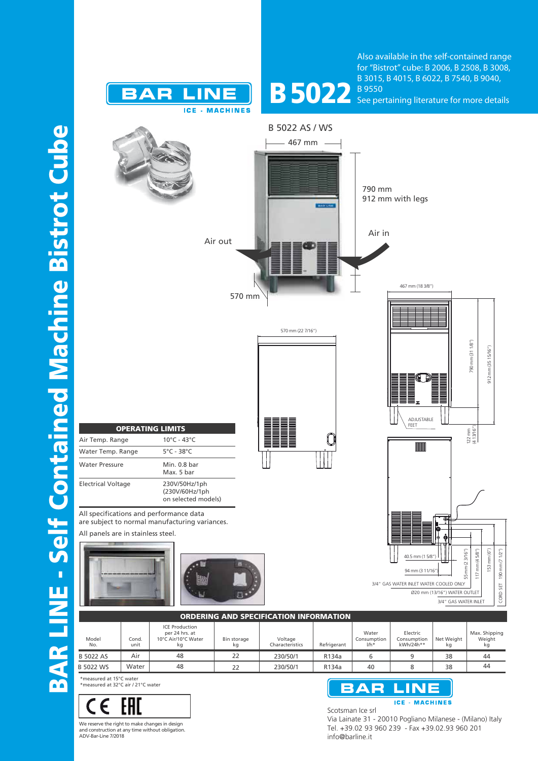# BAR LINE - Self Contained Machine Bistrot Cube

BAR LINE
ICE - MACHINES

# B 5022

Also available in the self-contained range for "Bistrot" cube: B 2006, B 2508, B 3008, B 3015, B 4015, B 6022, B 7540, B 9040, B 9550
See pertaining literature for more details

B 5022 AS / WS

467 mm

790 mm
912 mm with legs

Air in

Air out

570 mm

467 mm (18 3/8")

570 mm (22 7/16")

790 mm (31 1/8")

912 mm (35 15/16")

ADJUSTABLE FEET

122 mm (4 13/16")

40.5 mm (1 5/8")

94 mm (3 11/16")

55 mm (2 3/16")

117 mm (4 5/8")

153 mm (6")

190 mm (7 1/2")

CORD SET

3/4" GAS WATER INLET WATER COOLED ONLY

Ø20 mm (13/16") WATER OUTLET

3/4" GAS WATER INLET

## OPERATING LIMITS

| | |
|---|---|
| Air Temp. Range | 10°C - 43°C |
| Water Temp. Range | 5°C - 38°C |
| Water Pressure | Min. 0.8 bar<br>Max. 5 bar |
| Electrical Voltage | 230V/50Hz/1ph<br>(230V/60Hz/1ph<br>on selected models) |

All specifications and performance data are subject to normal manufacturing variances.

All panels are in stainless steel.

## ORDERING AND SPECIFICATION INFORMATION

| Model No. | Cond. unit | ICE Production per 24 hrs. at 10°C Air/10°C Water kg | Bin storage kg | Voltage Characteristics | Refrigerant | Water Consumption l/h* | Electric Consumption kWh/24h** | Net Weight kg | Max. Shipping Weight kg |
|---|---|---|---|---|---|---|---|---|---|
| B 5022 AS | Air | 48 | 22 | 230/50/1 | R134a | 6 | 9 | 38 | 44 |
| B 5022 WS | Water | 48 | 22 | 230/50/1 | R134a | 40 | 8 | 38 | 44 |

*measured at 15°C water
*measured at 32°C air / 21°C water

CE EAC

We reserve the right to make changes in design and construction at any time without obligation.
ADV-Bar-Line 7/2018

BAR LINE
ICE - MACHINES

Scotsman Ice srl
Via Lainate 31 - 20010 Pogliano Milanese - (Milano) Italy
Tel. +39.02 93 960 239 - Fax +39.02.93 960 201
info@barline.it